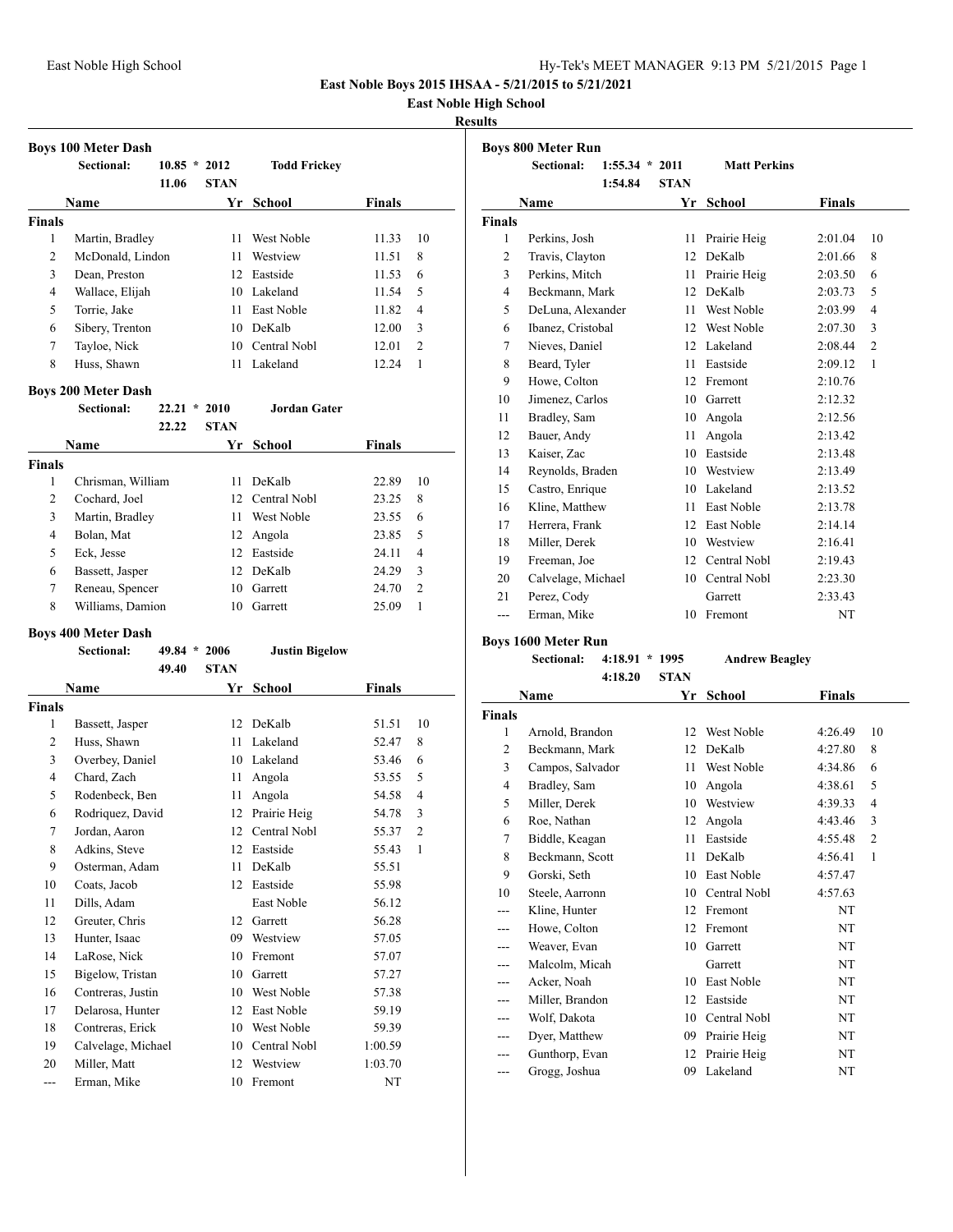East Noble High School

**East Noble Boys 2015 IHSAA - 5/21/2015 to 5/21/2021**

**East Noble High School**

**Results**

### Boys 100 Meter Dash

| | | | | | |
|---|---|---|---|---|---|
| **Sectional:** | **10.85 *** | **2012** | **Todd Frickey** | | |
| | **11.06** | **STAN** | | | |

| | Name | Yr | School | Finals | |
|---|---|---|---|---|---|
| **Finals** | | | | | |
| 1 | Martin, Bradley | 11 | West Noble | 11.33 | 10 |
| 2 | McDonald, Lindon | 11 | Westview | 11.51 | 8 |
| 3 | Dean, Preston | 12 | Eastside | 11.53 | 6 |
| 4 | Wallace, Elijah | 10 | Lakeland | 11.54 | 5 |
| 5 | Torrie, Jake | 11 | East Noble | 11.82 | 4 |
| 6 | Sibery, Trenton | 10 | DeKalb | 12.00 | 3 |
| 7 | Tayloe, Nick | 10 | Central Nobl | 12.01 | 2 |
| 8 | Huss, Shawn | 11 | Lakeland | 12.24 | 1 |

### Boys 200 Meter Dash

| | | | | | |
|---|---|---|---|---|---|
| **Sectional:** | **22.21 *** | **2010** | **Jordan Gater** | | |
| | **22.22** | **STAN** | | | |

| | Name | Yr | School | Finals | |
|---|---|---|---|---|---|
| **Finals** | | | | | |
| 1 | Chrisman, William | 11 | DeKalb | 22.89 | 10 |
| 2 | Cochard, Joel | 12 | Central Nobl | 23.25 | 8 |
| 3 | Martin, Bradley | 11 | West Noble | 23.55 | 6 |
| 4 | Bolan, Mat | 12 | Angola | 23.85 | 5 |
| 5 | Eck, Jesse | 12 | Eastside | 24.11 | 4 |
| 6 | Bassett, Jasper | 12 | DeKalb | 24.29 | 3 |
| 7 | Reneau, Spencer | 10 | Garrett | 24.70 | 2 |
| 8 | Williams, Damion | 10 | Garrett | 25.09 | 1 |

### Boys 400 Meter Dash

| | | | | | |
|---|---|---|---|---|---|
| **Sectional:** | **49.84 *** | **2006** | **Justin Bigelow** | | |
| | **49.40** | **STAN** | | | |

| | Name | Yr | School | Finals | |
|---|---|---|---|---|---|
| **Finals** | | | | | |
| 1 | Bassett, Jasper | 12 | DeKalb | 51.51 | 10 |
| 2 | Huss, Shawn | 11 | Lakeland | 52.47 | 8 |
| 3 | Overbey, Daniel | 10 | Lakeland | 53.46 | 6 |
| 4 | Chard, Zach | 11 | Angola | 53.55 | 5 |
| 5 | Rodenbeck, Ben | 11 | Angola | 54.58 | 4 |
| 6 | Rodriquez, David | 12 | Prairie Heig | 54.78 | 3 |
| 7 | Jordan, Aaron | 12 | Central Nobl | 55.37 | 2 |
| 8 | Adkins, Steve | 12 | Eastside | 55.43 | 1 |
| 9 | Osterman, Adam | 11 | DeKalb | 55.51 | |
| 10 | Coats, Jacob | 12 | Eastside | 55.98 | |
| 11 | Dills, Adam | | East Noble | 56.12 | |
| 12 | Greuter, Chris | 12 | Garrett | 56.28 | |
| 13 | Hunter, Isaac | 09 | Westview | 57.05 | |
| 14 | LaRose, Nick | 10 | Fremont | 57.07 | |
| 15 | Bigelow, Tristan | 10 | Garrett | 57.27 | |
| 16 | Contreras, Justin | 10 | West Noble | 57.38 | |
| 17 | Delarosa, Hunter | 12 | East Noble | 59.19 | |
| 18 | Contreras, Erick | 10 | West Noble | 59.39 | |
| 19 | Calvelage, Michael | 10 | Central Nobl | 1:00.59 | |
| 20 | Miller, Matt | 12 | Westview | 1:03.70 | |
| --- | Erman, Mike | 10 | Fremont | NT | |

### Boys 800 Meter Run

| | | | | | |
|---|---|---|---|---|---|
| **Sectional:** | **1:55.34 *** | **2011** | **Matt Perkins** | | |
| | **1:54.84** | **STAN** | | | |

| | Name | Yr | School | Finals | |
|---|---|---|---|---|---|
| **Finals** | | | | | |
| 1 | Perkins, Josh | 11 | Prairie Heig | 2:01.04 | 10 |
| 2 | Travis, Clayton | 12 | DeKalb | 2:01.66 | 8 |
| 3 | Perkins, Mitch | 11 | Prairie Heig | 2:03.50 | 6 |
| 4 | Beckmann, Mark | 12 | DeKalb | 2:03.73 | 5 |
| 5 | DeLuna, Alexander | 11 | West Noble | 2:03.99 | 4 |
| 6 | Ibanez, Cristobal | 12 | West Noble | 2:07.30 | 3 |
| 7 | Nieves, Daniel | 12 | Lakeland | 2:08.44 | 2 |
| 8 | Beard, Tyler | 11 | Eastside | 2:09.12 | 1 |
| 9 | Howe, Colton | 12 | Fremont | 2:10.76 | |
| 10 | Jimenez, Carlos | 10 | Garrett | 2:12.32 | |
| 11 | Bradley, Sam | 10 | Angola | 2:12.56 | |
| 12 | Bauer, Andy | 11 | Angola | 2:13.42 | |
| 13 | Kaiser, Zac | 10 | Eastside | 2:13.48 | |
| 14 | Reynolds, Braden | 10 | Westview | 2:13.49 | |
| 15 | Castro, Enrique | 10 | Lakeland | 2:13.52 | |
| 16 | Kline, Matthew | 11 | East Noble | 2:13.78 | |
| 17 | Herrera, Frank | 12 | East Noble | 2:14.14 | |
| 18 | Miller, Derek | 10 | Westview | 2:16.41 | |
| 19 | Freeman, Joe | 12 | Central Nobl | 2:19.43 | |
| 20 | Calvelage, Michael | 10 | Central Nobl | 2:23.30 | |
| 21 | Perez, Cody | | Garrett | 2:33.43 | |
| --- | Erman, Mike | 10 | Fremont | NT | |

### Boys 1600 Meter Run

| | | | | | |
|---|---|---|---|---|---|
| **Sectional:** | **4:18.91 *** | **1995** | **Andrew Beagley** | | |
| | **4:18.20** | **STAN** | | | |

| | Name | Yr | School | Finals | |
|---|---|---|---|---|---|
| **Finals** | | | | | |
| 1 | Arnold, Brandon | 12 | West Noble | 4:26.49 | 10 |
| 2 | Beckmann, Mark | 12 | DeKalb | 4:27.80 | 8 |
| 3 | Campos, Salvador | 11 | West Noble | 4:34.86 | 6 |
| 4 | Bradley, Sam | 10 | Angola | 4:38.61 | 5 |
| 5 | Miller, Derek | 10 | Westview | 4:39.33 | 4 |
| 6 | Roe, Nathan | 12 | Angola | 4:43.46 | 3 |
| 7 | Biddle, Keagan | 11 | Eastside | 4:55.48 | 2 |
| 8 | Beckmann, Scott | 11 | DeKalb | 4:56.41 | 1 |
| 9 | Gorski, Seth | 10 | East Noble | 4:57.47 | |
| 10 | Steele, Aarronn | 10 | Central Nobl | 4:57.63 | |
| --- | Kline, Hunter | 12 | Fremont | NT | |
| --- | Howe, Colton | 12 | Fremont | NT | |
| --- | Weaver, Evan | 10 | Garrett | NT | |
| --- | Malcolm, Micah | | Garrett | NT | |
| --- | Acker, Noah | 10 | East Noble | NT | |
| --- | Miller, Brandon | 12 | Eastside | NT | |
| --- | Wolf, Dakota | 10 | Central Nobl | NT | |
| --- | Dyer, Matthew | 09 | Prairie Heig | NT | |
| --- | Gunthorp, Evan | 12 | Prairie Heig | NT | |
| --- | Grogg, Joshua | 09 | Lakeland | NT | |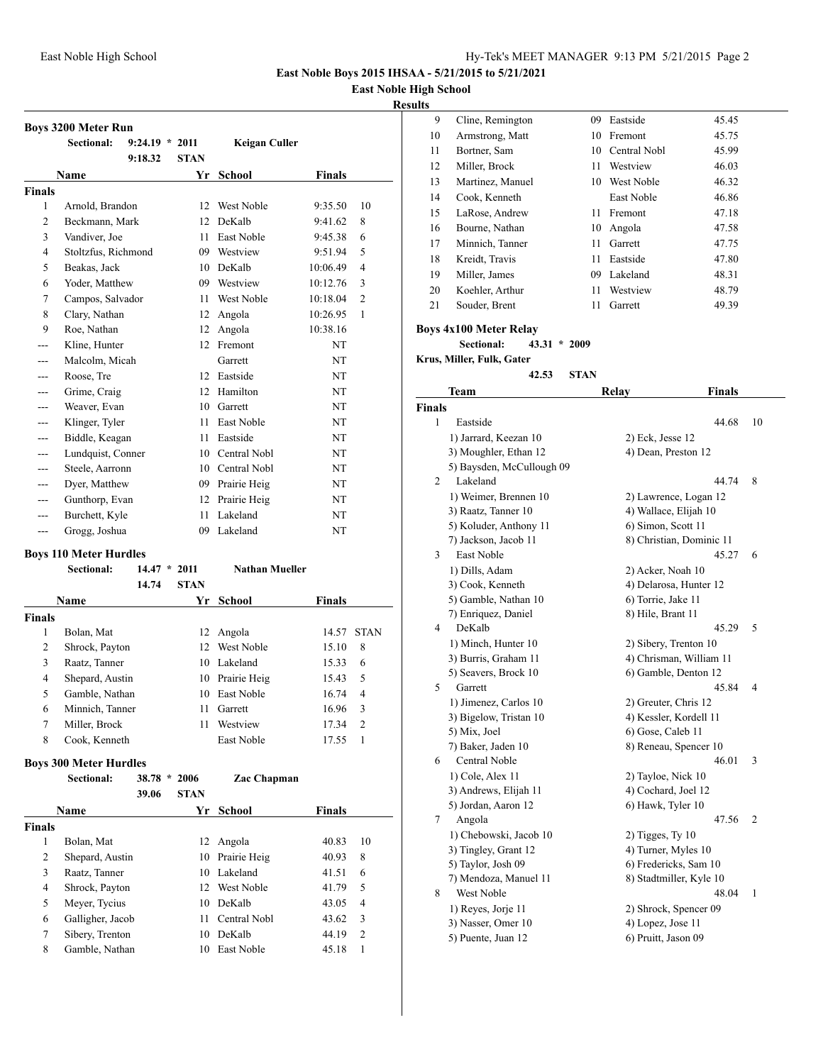# East Noble Boys 2015 IHSAA - 5/21/2015 to 5/21/2021

## East Noble High School

### Results

### Boys 3200 Meter Run

Sectional: 9:24.19 * 2011 Keigan Culler
9:18.32 STAN

| | Name | Yr | School | Finals | |
|---|---|---|---|---|---|
| **Finals** | | | | | |
| 1 | Arnold, Brandon | 12 | West Noble | 9:35.50 | 10 |
| 2 | Beckmann, Mark | 12 | DeKalb | 9:41.62 | 8 |
| 3 | Vandiver, Joe | 11 | East Noble | 9:45.38 | 6 |
| 4 | Stoltzfus, Richmond | 09 | Westview | 9:51.94 | 5 |
| 5 | Beakas, Jack | 10 | DeKalb | 10:06.49 | 4 |
| 6 | Yoder, Matthew | 09 | Westview | 10:12.76 | 3 |
| 7 | Campos, Salvador | 11 | West Noble | 10:18.04 | 2 |
| 8 | Clary, Nathan | 12 | Angola | 10:26.95 | 1 |
| 9 | Roe, Nathan | 12 | Angola | 10:38.16 | |
| --- | Kline, Hunter | 12 | Fremont | NT | |
| --- | Malcolm, Micah | | Garrett | NT | |
| --- | Roose, Tre | 12 | Eastside | NT | |
| --- | Grime, Craig | 12 | Hamilton | NT | |
| --- | Weaver, Evan | 10 | Garrett | NT | |
| --- | Klinger, Tyler | 11 | East Noble | NT | |
| --- | Biddle, Keagan | 11 | Eastside | NT | |
| --- | Lundquist, Conner | 10 | Central Nobl | NT | |
| --- | Steele, Aarronn | 10 | Central Nobl | NT | |
| --- | Dyer, Matthew | 09 | Prairie Heig | NT | |
| --- | Gunthorp, Evan | 12 | Prairie Heig | NT | |
| --- | Burchett, Kyle | 11 | Lakeland | NT | |
| --- | Grogg, Joshua | 09 | Lakeland | NT | |

### Boys 110 Meter Hurdles

Sectional: 14.47 * 2011 Nathan Mueller
14.74 STAN

| | Name | Yr | School | Finals | |
|---|---|---|---|---|---|
| **Finals** | | | | | |
| 1 | Bolan, Mat | 12 | Angola | 14.57 | STAN |
| 2 | Shrock, Payton | 12 | West Noble | 15.10 | 8 |
| 3 | Raatz, Tanner | 10 | Lakeland | 15.33 | 6 |
| 4 | Shepard, Austin | 10 | Prairie Heig | 15.43 | 5 |
| 5 | Gamble, Nathan | 10 | East Noble | 16.74 | 4 |
| 6 | Minnich, Tanner | 11 | Garrett | 16.96 | 3 |
| 7 | Miller, Brock | 11 | Westview | 17.34 | 2 |
| 8 | Cook, Kenneth | | East Noble | 17.55 | 1 |

### Boys 300 Meter Hurdles

Sectional: 38.78 * 2006 Zac Chapman
39.06 STAN

| | Name | Yr | School | Finals | |
|---|---|---|---|---|---|
| **Finals** | | | | | |
| 1 | Bolan, Mat | 12 | Angola | 40.83 | 10 |
| 2 | Shepard, Austin | 10 | Prairie Heig | 40.93 | 8 |
| 3 | Raatz, Tanner | 10 | Lakeland | 41.51 | 6 |
| 4 | Shrock, Payton | 12 | West Noble | 41.79 | 5 |
| 5 | Meyer, Tycius | 10 | DeKalb | 43.05 | 4 |
| 6 | Galligher, Jacob | 11 | Central Nobl | 43.62 | 3 |
| 7 | Sibery, Trenton | 10 | DeKalb | 44.19 | 2 |
| 8 | Gamble, Nathan | 10 | East Noble | 45.18 | 1 |
| 9 | Cline, Remington | 09 | Eastside | 45.45 | |
| 10 | Armstrong, Matt | 10 | Fremont | 45.75 | |
| 11 | Bortner, Sam | 10 | Central Nobl | 45.99 | |
| 12 | Miller, Brock | 11 | Westview | 46.03 | |
| 13 | Martinez, Manuel | 10 | West Noble | 46.32 | |
| 14 | Cook, Kenneth | | East Noble | 46.86 | |
| 15 | LaRose, Andrew | 11 | Fremont | 47.18 | |
| 16 | Bourne, Nathan | 10 | Angola | 47.58 | |
| 17 | Minnich, Tanner | 11 | Garrett | 47.75 | |
| 18 | Kreidt, Travis | 11 | Eastside | 47.80 | |
| 19 | Miller, James | 09 | Lakeland | 48.31 | |
| 20 | Koehler, Arthur | 11 | Westview | 48.79 | |
| 21 | Souder, Brent | 11 | Garrett | 49.39 | |

### Boys 4x100 Meter Relay

Sectional: 43.31 * 2009
Krus, Miller, Fulk, Gater
42.53 STAN

| | Team | Relay | Finals | |
|---|---|---|---|---|
| **Finals** | | | | |
| 1 | Eastside | | 44.68 | 10 |
| | 1) Jarrard, Keezan 10 | 2) Eck, Jesse 12 | | |
| | 3) Moughler, Ethan 12 | 4) Dean, Preston 12 | | |
| | 5) Baysden, McCullough 09 | | | |
| 2 | Lakeland | | 44.74 | 8 |
| | 1) Weimer, Brennen 10 | 2) Lawrence, Logan 12 | | |
| | 3) Raatz, Tanner 10 | 4) Wallace, Elijah 10 | | |
| | 5) Koluder, Anthony 11 | 6) Simon, Scott 11 | | |
| | 7) Jackson, Jacob 11 | 8) Christian, Dominic 11 | | |
| 3 | East Noble | | 45.27 | 6 |
| | 1) Dills, Adam | 2) Acker, Noah 10 | | |
| | 3) Cook, Kenneth | 4) Delarosa, Hunter 12 | | |
| | 5) Gamble, Nathan 10 | 6) Torrie, Jake 11 | | |
| | 7) Enriquez, Daniel | 8) Hile, Brant 11 | | |
| 4 | DeKalb | | 45.29 | 5 |
| | 1) Minch, Hunter 10 | 2) Sibery, Trenton 10 | | |
| | 3) Burris, Graham 11 | 4) Chrisman, William 11 | | |
| | 5) Seavers, Brock 10 | 6) Gamble, Denton 12 | | |
| 5 | Garrett | | 45.84 | 4 |
| | 1) Jimenez, Carlos 10 | 2) Greuter, Chris 12 | | |
| | 3) Bigelow, Tristan 10 | 4) Kessler, Kordell 11 | | |
| | 5) Mix, Joel | 6) Gose, Caleb 11 | | |
| | 7) Baker, Jaden 10 | 8) Reneau, Spencer 10 | | |
| 6 | Central Noble | | 46.01 | 3 |
| | 1) Cole, Alex 11 | 2) Tayloe, Nick 10 | | |
| | 3) Andrews, Elijah 11 | 4) Cochard, Joel 12 | | |
| | 5) Jordan, Aaron 12 | 6) Hawk, Tyler 10 | | |
| 7 | Angola | | 47.56 | 2 |
| | 1) Chebowski, Jacob 10 | 2) Tigges, Ty 10 | | |
| | 3) Tingley, Grant 12 | 4) Turner, Myles 10 | | |
| | 5) Taylor, Josh 09 | 6) Fredericks, Sam 10 | | |
| | 7) Mendoza, Manuel 11 | 8) Stadtmiller, Kyle 10 | | |
| 8 | West Noble | | 48.04 | 1 |
| | 1) Reyes, Jorje 11 | 2) Shrock, Spencer 09 | | |
| | 3) Nasser, Omer 10 | 4) Lopez, Jose 11 | | |
| | 5) Puente, Juan 12 | 6) Pruitt, Jason 09 | | |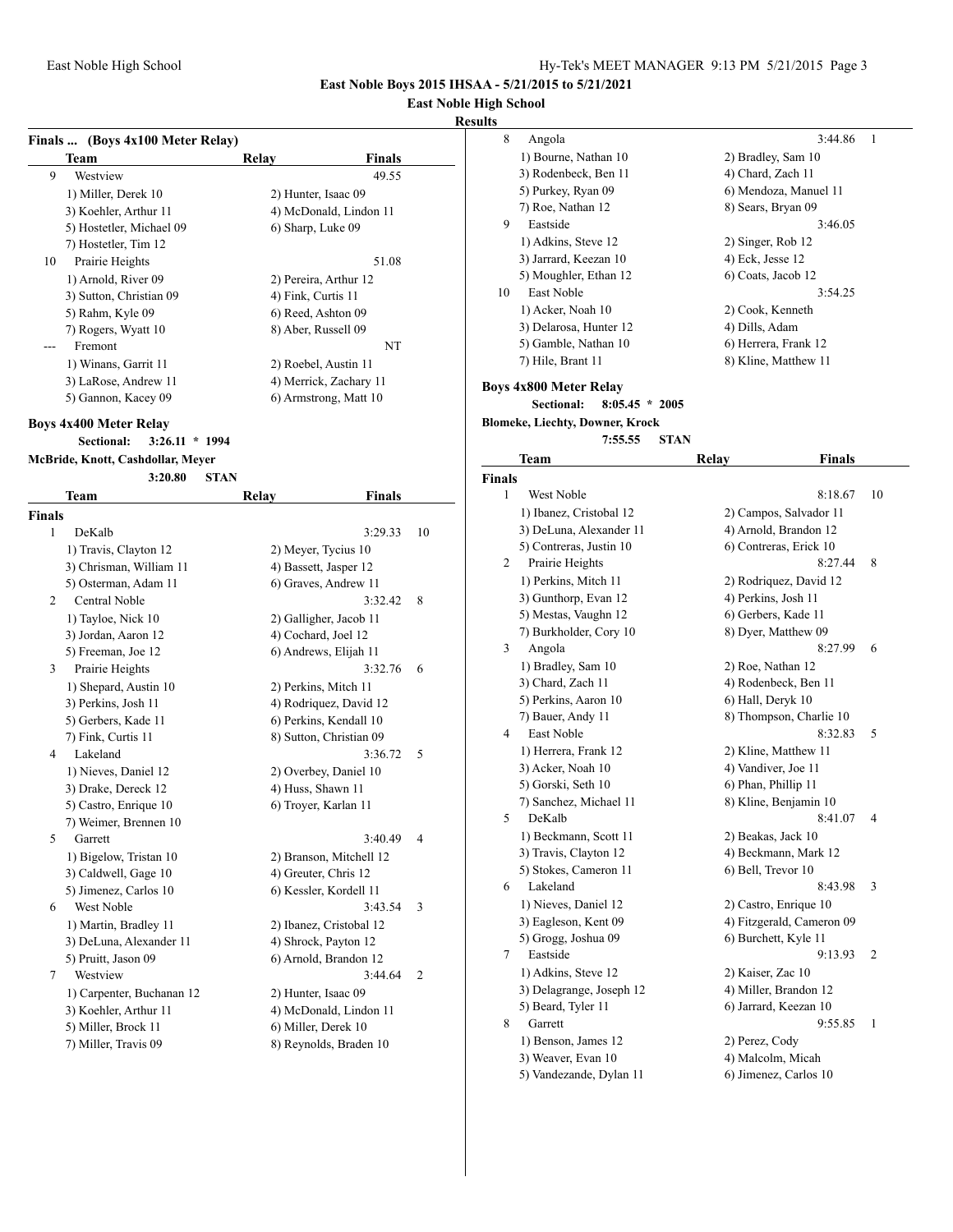East Noble Boys 2015 IHSAA - 5/21/2015 to 5/21/2021

East Noble High School

Results

**Finals ... (Boys 4x100 Meter Relay)**

| | Team | Relay | Finals | |
|---|---|---|---|---|
| 9 | Westview | | 49.55 | |
| | 1) Miller, Derek 10 | 2) Hunter, Isaac 09 | | |
| | 3) Koehler, Arthur 11 | 4) McDonald, Lindon 11 | | |
| | 5) Hostetler, Michael 09 | 6) Sharp, Luke 09 | | |
| | 7) Hostetler, Tim 12 | | | |
| 10 | Prairie Heights | | 51.08 | |
| | 1) Arnold, River 09 | 2) Pereira, Arthur 12 | | |
| | 3) Sutton, Christian 09 | 4) Fink, Curtis 11 | | |
| | 5) Rahm, Kyle 09 | 6) Reed, Ashton 09 | | |
| | 7) Rogers, Wyatt 10 | 8) Aber, Russell 09 | | |
| --- | Fremont | | NT | |
| | 1) Winans, Garrit 11 | 2) Roebel, Austin 11 | | |
| | 3) LaRose, Andrew 11 | 4) Merrick, Zachary 11 | | |
| | 5) Gannon, Kacey 09 | 6) Armstrong, Matt 10 | | |

## Boys 4x400 Meter Relay

Sectional: 3:26.11 * 1994

McBride, Knott, Cashdollar, Meyer

3:20.80 STAN

| | Team | Relay | Finals | |
|---|---|---|---|---|
| **Finals** | | | | |
| 1 | DeKalb | | 3:29.33 | 10 |
| | 1) Travis, Clayton 12 | 2) Meyer, Tycius 10 | | |
| | 3) Chrisman, William 11 | 4) Bassett, Jasper 12 | | |
| | 5) Osterman, Adam 11 | 6) Graves, Andrew 11 | | |
| 2 | Central Noble | | 3:32.42 | 8 |
| | 1) Tayloe, Nick 10 | 2) Galligher, Jacob 11 | | |
| | 3) Jordan, Aaron 12 | 4) Cochard, Joel 12 | | |
| | 5) Freeman, Joe 12 | 6) Andrews, Elijah 11 | | |
| 3 | Prairie Heights | | 3:32.76 | 6 |
| | 1) Shepard, Austin 10 | 2) Perkins, Mitch 11 | | |
| | 3) Perkins, Josh 11 | 4) Rodriquez, David 12 | | |
| | 5) Gerbers, Kade 11 | 6) Perkins, Kendall 10 | | |
| | 7) Fink, Curtis 11 | 8) Sutton, Christian 09 | | |
| 4 | Lakeland | | 3:36.72 | 5 |
| | 1) Nieves, Daniel 12 | 2) Overbey, Daniel 10 | | |
| | 3) Drake, Dereck 12 | 4) Huss, Shawn 11 | | |
| | 5) Castro, Enrique 10 | 6) Troyer, Karlan 11 | | |
| | 7) Weimer, Brennen 10 | | | |
| 5 | Garrett | | 3:40.49 | 4 |
| | 1) Bigelow, Tristan 10 | 2) Branson, Mitchell 12 | | |
| | 3) Caldwell, Gage 10 | 4) Greuter, Chris 12 | | |
| | 5) Jimenez, Carlos 10 | 6) Kessler, Kordell 11 | | |
| 6 | West Noble | | 3:43.54 | 3 |
| | 1) Martin, Bradley 11 | 2) Ibanez, Cristobal 12 | | |
| | 3) DeLuna, Alexander 11 | 4) Shrock, Payton 12 | | |
| | 5) Pruitt, Jason 09 | 6) Arnold, Brandon 12 | | |
| 7 | Westview | | 3:44.64 | 2 |
| | 1) Carpenter, Buchanan 12 | 2) Hunter, Isaac 09 | | |
| | 3) Koehler, Arthur 11 | 4) McDonald, Lindon 11 | | |
| | 5) Miller, Brock 11 | 6) Miller, Derek 10 | | |
| | 7) Miller, Travis 09 | 8) Reynolds, Braden 10 | | |
| 8 | Angola | | 3:44.86 | 1 |
| | 1) Bourne, Nathan 10 | 2) Bradley, Sam 10 | | |
| | 3) Rodenbeck, Ben 11 | 4) Chard, Zach 11 | | |
| | 5) Purkey, Ryan 09 | 6) Mendoza, Manuel 11 | | |
| | 7) Roe, Nathan 12 | 8) Sears, Bryan 09 | | |
| 9 | Eastside | | 3:46.05 | |
| | 1) Adkins, Steve 12 | 2) Singer, Rob 12 | | |
| | 3) Jarrard, Keezan 10 | 4) Eck, Jesse 12 | | |
| | 5) Moughler, Ethan 12 | 6) Coats, Jacob 12 | | |
| 10 | East Noble | | 3:54.25 | |
| | 1) Acker, Noah 10 | 2) Cook, Kenneth | | |
| | 3) Delarosa, Hunter 12 | 4) Dills, Adam | | |
| | 5) Gamble, Nathan 10 | 6) Herrera, Frank 12 | | |
| | 7) Hile, Brant 11 | 8) Kline, Matthew 11 | | |

## Boys 4x800 Meter Relay

Sectional: 8:05.45 * 2005

Blomeke, Liechty, Downer, Krock

7:55.55 STAN

| | Team | Relay | Finals | |
|---|---|---|---|---|
| **Finals** | | | | |
| 1 | West Noble | | 8:18.67 | 10 |
| | 1) Ibanez, Cristobal 12 | 2) Campos, Salvador 11 | | |
| | 3) DeLuna, Alexander 11 | 4) Arnold, Brandon 12 | | |
| | 5) Contreras, Justin 10 | 6) Contreras, Erick 10 | | |
| 2 | Prairie Heights | | 8:27.44 | 8 |
| | 1) Perkins, Mitch 11 | 2) Rodriquez, David 12 | | |
| | 3) Gunthorp, Evan 12 | 4) Perkins, Josh 11 | | |
| | 5) Mestas, Vaughn 12 | 6) Gerbers, Kade 11 | | |
| | 7) Burkholder, Cory 10 | 8) Dyer, Matthew 09 | | |
| 3 | Angola | | 8:27.99 | 6 |
| | 1) Bradley, Sam 10 | 2) Roe, Nathan 12 | | |
| | 3) Chard, Zach 11 | 4) Rodenbeck, Ben 11 | | |
| | 5) Perkins, Aaron 10 | 6) Hall, Deryk 10 | | |
| | 7) Bauer, Andy 11 | 8) Thompson, Charlie 10 | | |
| 4 | East Noble | | 8:32.83 | 5 |
| | 1) Herrera, Frank 12 | 2) Kline, Matthew 11 | | |
| | 3) Acker, Noah 10 | 4) Vandiver, Joe 11 | | |
| | 5) Gorski, Seth 10 | 6) Phan, Phillip 11 | | |
| | 7) Sanchez, Michael 11 | 8) Kline, Benjamin 10 | | |
| 5 | DeKalb | | 8:41.07 | 4 |
| | 1) Beckmann, Scott 11 | 2) Beakas, Jack 10 | | |
| | 3) Travis, Clayton 12 | 4) Beckmann, Mark 12 | | |
| | 5) Stokes, Cameron 11 | 6) Bell, Trevor 10 | | |
| 6 | Lakeland | | 8:43.98 | 3 |
| | 1) Nieves, Daniel 12 | 2) Castro, Enrique 10 | | |
| | 3) Eagleson, Kent 09 | 4) Fitzgerald, Cameron 09 | | |
| | 5) Grogg, Joshua 09 | 6) Burchett, Kyle 11 | | |
| 7 | Eastside | | 9:13.93 | 2 |
| | 1) Adkins, Steve 12 | 2) Kaiser, Zac 10 | | |
| | 3) Delagrange, Joseph 12 | 4) Miller, Brandon 12 | | |
| | 5) Beard, Tyler 11 | 6) Jarrard, Keezan 10 | | |
| 8 | Garrett | | 9:55.85 | 1 |
| | 1) Benson, James 12 | 2) Perez, Cody | | |
| | 3) Weaver, Evan 10 | 4) Malcolm, Micah | | |
| | 5) Vandezande, Dylan 11 | 6) Jimenez, Carlos 10 | | |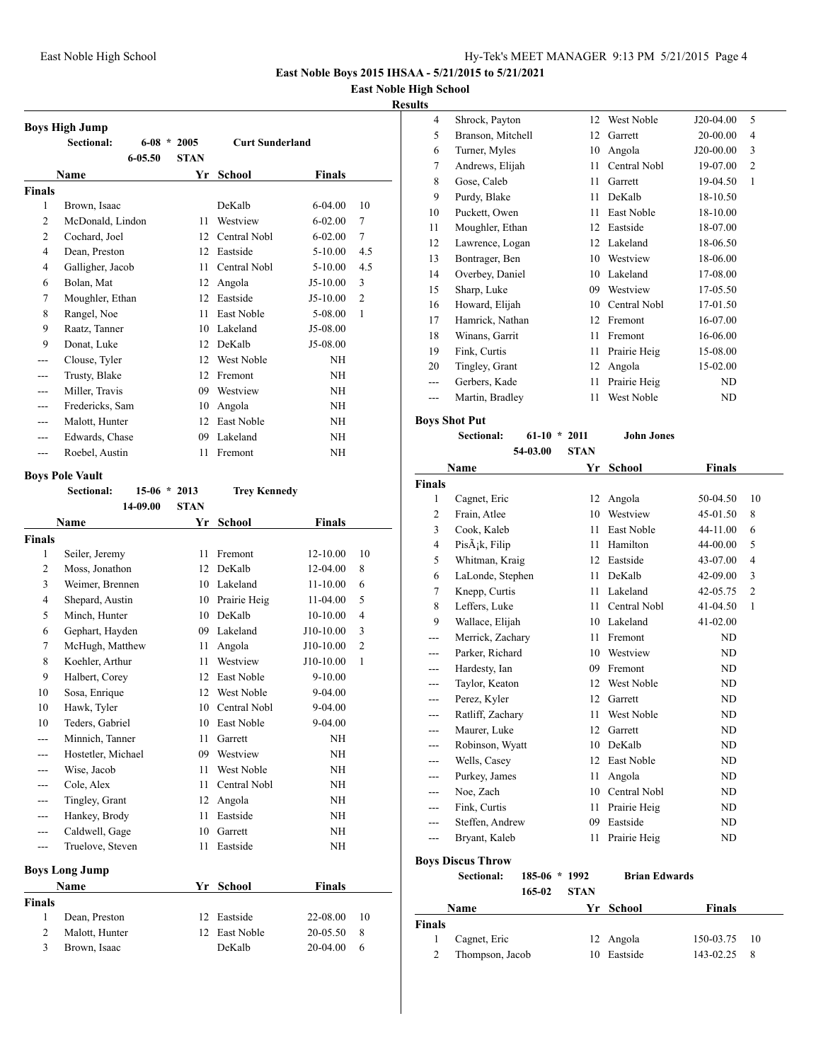**East Noble Boys 2015 IHSAA - 5/21/2015 to 5/21/2021**

**East Noble High School**

**Results**

## Boys High Jump

Sectional: 6-08 * 2005 Curt Sunderland

6-05.50 STAN

| | Name | Yr | School | Finals | |
|---|---|---|---|---|---|
| **Finals** | | | | | |
| 1 | Brown, Isaac | | DeKalb | 6-04.00 | 10 |
| 2 | McDonald, Lindon | 11 | Westview | 6-02.00 | 7 |
| 2 | Cochard, Joel | 12 | Central Nobl | 6-02.00 | 7 |
| 4 | Dean, Preston | 12 | Eastside | 5-10.00 | 4.5 |
| 4 | Galligher, Jacob | 11 | Central Nobl | 5-10.00 | 4.5 |
| 6 | Bolan, Mat | 12 | Angola | J5-10.00 | 3 |
| 7 | Moughler, Ethan | 12 | Eastside | J5-10.00 | 2 |
| 8 | Rangel, Noe | 11 | East Noble | 5-08.00 | 1 |
| 9 | Raatz, Tanner | 10 | Lakeland | J5-08.00 | |
| 9 | Donat, Luke | 12 | DeKalb | J5-08.00 | |
| --- | Clouse, Tyler | 12 | West Noble | NH | |
| --- | Trusty, Blake | 12 | Fremont | NH | |
| --- | Miller, Travis | 09 | Westview | NH | |
| --- | Fredericks, Sam | 10 | Angola | NH | |
| --- | Malott, Hunter | 12 | East Noble | NH | |
| --- | Edwards, Chase | 09 | Lakeland | NH | |
| --- | Roebel, Austin | 11 | Fremont | NH | |

## Boys Pole Vault

Sectional: 15-06 * 2013 Trey Kennedy

14-09.00 STAN

| | Name | Yr | School | Finals | |
|---|---|---|---|---|---|
| **Finals** | | | | | |
| 1 | Seiler, Jeremy | 11 | Fremont | 12-10.00 | 10 |
| 2 | Moss, Jonathon | 12 | DeKalb | 12-04.00 | 8 |
| 3 | Weimer, Brennen | 10 | Lakeland | 11-10.00 | 6 |
| 4 | Shepard, Austin | 10 | Prairie Heig | 11-04.00 | 5 |
| 5 | Minch, Hunter | 10 | DeKalb | 10-10.00 | 4 |
| 6 | Gephart, Hayden | 09 | Lakeland | J10-10.00 | 3 |
| 7 | McHugh, Matthew | 11 | Angola | J10-10.00 | 2 |
| 8 | Koehler, Arthur | 11 | Westview | J10-10.00 | 1 |
| 9 | Halbert, Corey | 12 | East Noble | 9-10.00 | |
| 10 | Sosa, Enrique | 12 | West Noble | 9-04.00 | |
| 10 | Hawk, Tyler | 10 | Central Nobl | 9-04.00 | |
| 10 | Teders, Gabriel | 10 | East Noble | 9-04.00 | |
| --- | Minnich, Tanner | 11 | Garrett | NH | |
| --- | Hostetler, Michael | 09 | Westview | NH | |
| --- | Wise, Jacob | 11 | West Noble | NH | |
| --- | Cole, Alex | 11 | Central Nobl | NH | |
| --- | Tingley, Grant | 12 | Angola | NH | |
| --- | Hankey, Brody | 11 | Eastside | NH | |
| --- | Caldwell, Gage | 10 | Garrett | NH | |
| --- | Truelove, Steven | 11 | Eastside | NH | |

## Boys Long Jump

| | Name | Yr | School | Finals | |
|---|---|---|---|---|---|
| **Finals** | | | | | |
| 1 | Dean, Preston | 12 | Eastside | 22-08.00 | 10 |
| 2 | Malott, Hunter | 12 | East Noble | 20-05.50 | 8 |
| 3 | Brown, Isaac | | DeKalb | 20-04.00 | 6 |
| 4 | Shrock, Payton | 12 | West Noble | J20-04.00 | 5 |
| 5 | Branson, Mitchell | 12 | Garrett | 20-00.00 | 4 |
| 6 | Turner, Myles | 10 | Angola | J20-00.00 | 3 |
| 7 | Andrews, Elijah | 11 | Central Nobl | 19-07.00 | 2 |
| 8 | Gose, Caleb | 11 | Garrett | 19-04.50 | 1 |
| 9 | Purdy, Blake | 11 | DeKalb | 18-10.50 | |
| 10 | Puckett, Owen | 11 | East Noble | 18-10.00 | |
| 11 | Moughler, Ethan | 12 | Eastside | 18-07.00 | |
| 12 | Lawrence, Logan | 12 | Lakeland | 18-06.50 | |
| 13 | Bontrager, Ben | 10 | Westview | 18-06.00 | |
| 14 | Overbey, Daniel | 10 | Lakeland | 17-08.00 | |
| 15 | Sharp, Luke | 09 | Westview | 17-05.50 | |
| 16 | Howard, Elijah | 10 | Central Nobl | 17-01.50 | |
| 17 | Hamrick, Nathan | 12 | Fremont | 16-07.00 | |
| 18 | Winans, Garrit | 11 | Fremont | 16-06.00 | |
| 19 | Fink, Curtis | 11 | Prairie Heig | 15-08.00 | |
| 20 | Tingley, Grant | 12 | Angola | 15-02.00 | |
| --- | Gerbers, Kade | 11 | Prairie Heig | ND | |
| --- | Martin, Bradley | 11 | West Noble | ND | |

## Boys Shot Put

Sectional: 61-10 * 2011 John Jones

54-03.00 STAN

| | Name | Yr | School | Finals | |
|---|---|---|---|---|---|
| **Finals** | | | | | |
| 1 | Cagnet, Eric | 12 | Angola | 50-04.50 | 10 |
| 2 | Frain, Atlee | 10 | Westview | 45-01.50 | 8 |
| 3 | Cook, Kaleb | 11 | East Noble | 44-11.00 | 6 |
| 4 | PisÃ¡k, Filip | 11 | Hamilton | 44-00.00 | 5 |
| 5 | Whitman, Kraig | 12 | Eastside | 43-07.00 | 4 |
| 6 | LaLonde, Stephen | 11 | DeKalb | 42-09.00 | 3 |
| 7 | Knepp, Curtis | 11 | Lakeland | 42-05.75 | 2 |
| 8 | Leffers, Luke | 11 | Central Nobl | 41-04.50 | 1 |
| 9 | Wallace, Elijah | 10 | Lakeland | 41-02.00 | |
| --- | Merrick, Zachary | 11 | Fremont | ND | |
| --- | Parker, Richard | 10 | Westview | ND | |
| --- | Hardesty, Ian | 09 | Fremont | ND | |
| --- | Taylor, Keaton | 12 | West Noble | ND | |
| --- | Perez, Kyler | 12 | Garrett | ND | |
| --- | Ratliff, Zachary | 11 | West Noble | ND | |
| --- | Maurer, Luke | 12 | Garrett | ND | |
| --- | Robinson, Wyatt | 10 | DeKalb | ND | |
| --- | Wells, Casey | 12 | East Noble | ND | |
| --- | Purkey, James | 11 | Angola | ND | |
| --- | Noe, Zach | 10 | Central Nobl | ND | |
| --- | Fink, Curtis | 11 | Prairie Heig | ND | |
| --- | Steffen, Andrew | 09 | Eastside | ND | |
| --- | Bryant, Kaleb | 11 | Prairie Heig | ND | |

## Boys Discus Throw

Sectional: 185-06 * 1992 Brian Edwards

165-02 STAN

| | Name | Yr | School | Finals | |
|---|---|---|---|---|---|
| **Finals** | | | | | |
| 1 | Cagnet, Eric | 12 | Angola | 150-03.75 | 10 |
| 2 | Thompson, Jacob | 10 | Eastside | 143-02.25 | 8 |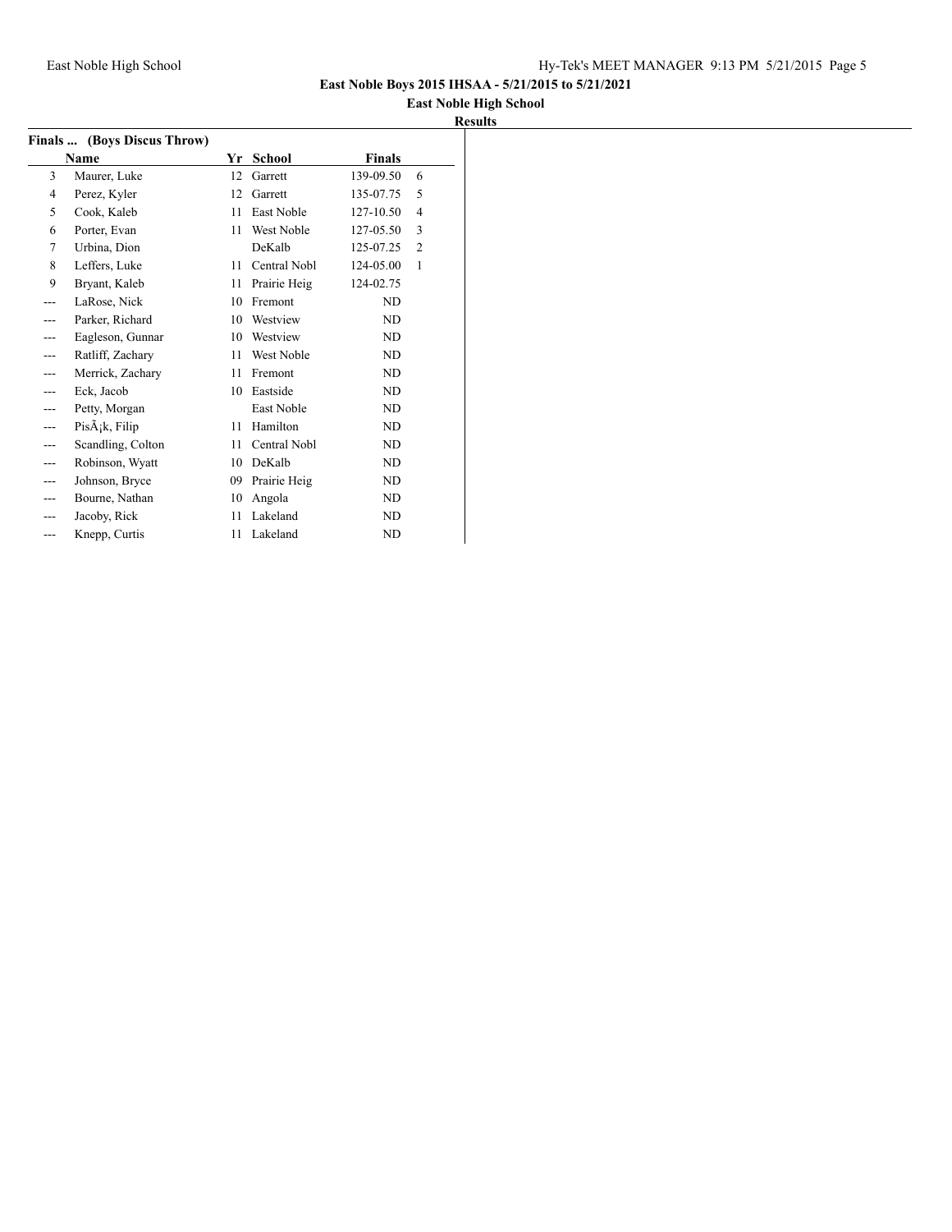**East Noble Boys 2015 IHSAA - 5/21/2015 to 5/21/2021**

**East Noble High School**

**Results**

### Finals ... (Boys Discus Throw)

| | Name | Yr | School | Finals | |
|---|---|---|---|---|---|
| 3 | Maurer, Luke | 12 | Garrett | 139-09.50 | 6 |
| 4 | Perez, Kyler | 12 | Garrett | 135-07.75 | 5 |
| 5 | Cook, Kaleb | 11 | East Noble | 127-10.50 | 4 |
| 6 | Porter, Evan | 11 | West Noble | 127-05.50 | 3 |
| 7 | Urbina, Dion | | DeKalb | 125-07.25 | 2 |
| 8 | Leffers, Luke | 11 | Central Nobl | 124-05.00 | 1 |
| 9 | Bryant, Kaleb | 11 | Prairie Heig | 124-02.75 | |
| --- | LaRose, Nick | 10 | Fremont | ND | |
| --- | Parker, Richard | 10 | Westview | ND | |
| --- | Eagleson, Gunnar | 10 | Westview | ND | |
| --- | Ratliff, Zachary | 11 | West Noble | ND | |
| --- | Merrick, Zachary | 11 | Fremont | ND | |
| --- | Eck, Jacob | 10 | Eastside | ND | |
| --- | Petty, Morgan | | East Noble | ND | |
| --- | PisÃ¡k, Filip | 11 | Hamilton | ND | |
| --- | Scandling, Colton | 11 | Central Nobl | ND | |
| --- | Robinson, Wyatt | 10 | DeKalb | ND | |
| --- | Johnson, Bryce | 09 | Prairie Heig | ND | |
| --- | Bourne, Nathan | 10 | Angola | ND | |
| --- | Jacoby, Rick | 11 | Lakeland | ND | |
| --- | Knepp, Curtis | 11 | Lakeland | ND | |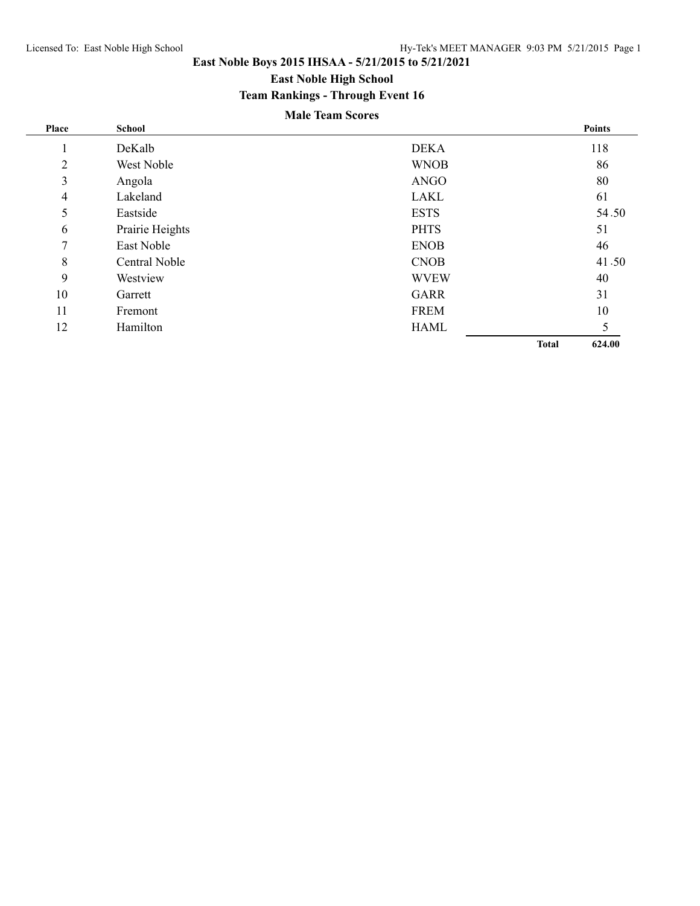## East Noble Boys 2015 IHSAA - 5/21/2015 to 5/21/2021

### East Noble High School

### Team Rankings - Through Event 16

#### Male Team Scores

| Place | School | | Points |
|---|---|---|---|
| 1 | DeKalb | DEKA | 118 |
| 2 | West Noble | WNOB | 86 |
| 3 | Angola | ANGO | 80 |
| 4 | Lakeland | LAKL | 61 |
| 5 | Eastside | ESTS | 54.50 |
| 6 | Prairie Heights | PHTS | 51 |
| 7 | East Noble | ENOB | 46 |
| 8 | Central Noble | CNOB | 41.50 |
| 9 | Westview | WVEW | 40 |
| 10 | Garrett | GARR | 31 |
| 11 | Fremont | FREM | 10 |
| 12 | Hamilton | HAML | 5 |
| | | **Total** | **624.00** |